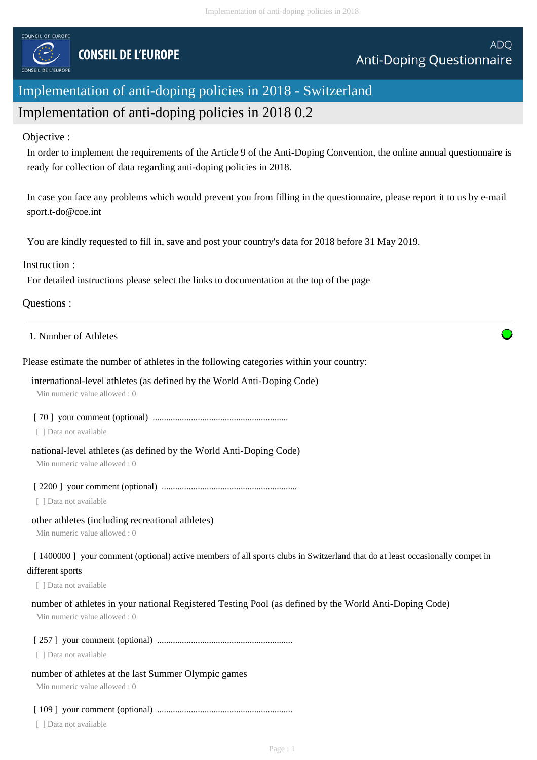COUNCIL OF EUROPE

CONSEIL DE L'EUROPE

ADQ

Anti-Doping Questionnaire

# Implementation of anti-doping policies in 2018 - Switzerland

## Implementation of anti-doping policies in 2018 0.2

Objective :

In order to implement the requirements of the Article 9 of the Anti-Doping Convention, the online annual questionnaire is ready for collection of data regarding anti-doping policies in 2018.

In case you face any problems which would prevent you from filling in the questionnaire, please report it to us by e-mail sport.t-do@coe.int

You are kindly requested to fill in, save and post your country's data for 2018 before 31 May 2019.

Instruction :

For detailed instructions please select the links to documentation at the top of the page

Questions :

---

1. Number of Athletes

Please estimate the number of athletes in the following categories within your country:

international-level athletes (as defined by the World Anti-Doping Code)
Min numeric value allowed : 0

[ 70 ] your comment (optional) ............................................................
[ ] Data not available

national-level athletes (as defined by the World Anti-Doping Code)
Min numeric value allowed : 0

[ 2200 ] your comment (optional) ............................................................
[ ] Data not available

other athletes (including recreational athletes)
Min numeric value allowed : 0

[ 1400000 ] your comment (optional) active members of all sports clubs in Switzerland that do at least occasionally compet in different sports
[ ] Data not available

number of athletes in your national Registered Testing Pool (as defined by the World Anti-Doping Code)
Min numeric value allowed : 0

[ 257 ] your comment (optional) ............................................................
[ ] Data not available

number of athletes at the last Summer Olympic games
Min numeric value allowed : 0

[ 109 ] your comment (optional) ............................................................
[ ] Data not available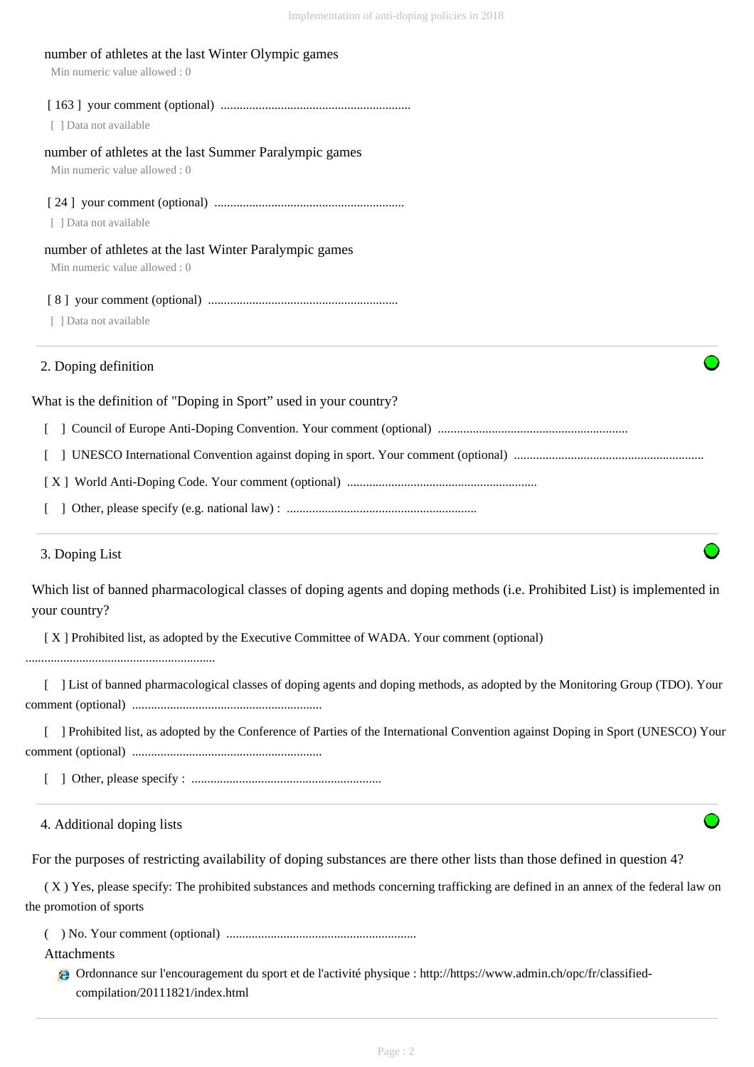number of athletes at the last Winter Olympic games
Min numeric value allowed : 0

[ 163 ] your comment (optional) ............................................................
[ ] Data not available

number of athletes at the last Summer Paralympic games
Min numeric value allowed : 0

[ 24 ] your comment (optional) ............................................................
[ ] Data not available

number of athletes at the last Winter Paralympic games
Min numeric value allowed : 0

[ 8 ] your comment (optional) ............................................................
[ ] Data not available

## 2. Doping definition

What is the definition of "Doping in Sport" used in your country?

[ ] Council of Europe Anti-Doping Convention. Your comment (optional) ............................................................

[ ] UNESCO International Convention against doping in sport. Your comment (optional) ............................................................

[ X ] World Anti-Doping Code. Your comment (optional) ............................................................

[ ] Other, please specify (e.g. national law) : ............................................................

## 3. Doping List

Which list of banned pharmacological classes of doping agents and doping methods (i.e. Prohibited List) is implemented in your country?

[ X ] Prohibited list, as adopted by the Executive Committee of WADA. Your comment (optional) ............................................................

[ ] List of banned pharmacological classes of doping agents and doping methods, as adopted by the Monitoring Group (TDO). Your comment (optional) ............................................................

[ ] Prohibited list, as adopted by the Conference of Parties of the International Convention against Doping in Sport (UNESCO) Your comment (optional) ............................................................

[ ] Other, please specify : ............................................................

## 4. Additional doping lists

For the purposes of restricting availability of doping substances are there other lists than those defined in question 4?

( X ) Yes, please specify: The prohibited substances and methods concerning trafficking are defined in an annex of the federal law on the promotion of sports

( ) No. Your comment (optional) ............................................................

Attachments

- Ordonnance sur l'encouragement du sport et de l'activité physique : http://https://www.admin.ch/opc/fr/classified-compilation/20111821/index.html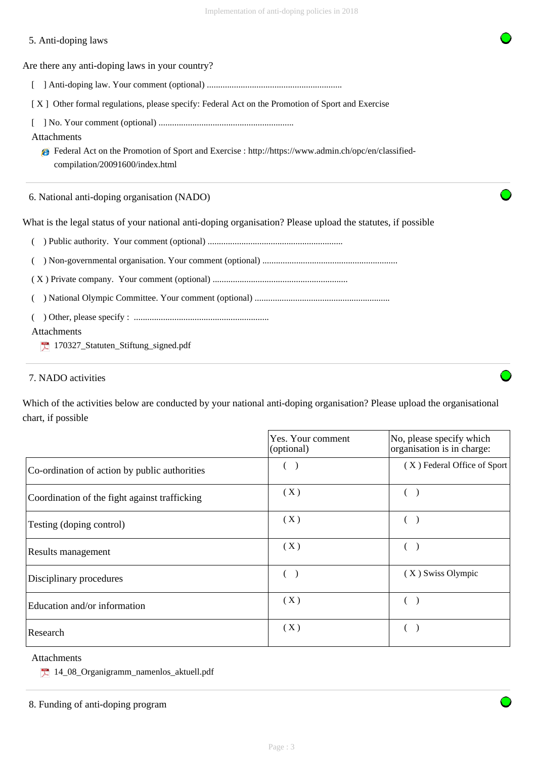## 5. Anti-doping laws

Are there any anti-doping laws in your country?

[ ] Anti-doping law. Your comment (optional) ............................................................

[ X ] Other formal regulations, please specify: Federal Act on the Promotion of Sport and Exercise

[ ] No. Your comment (optional) ............................................................

Attachments

- Federal Act on the Promotion of Sport and Exercise : http://https://www.admin.ch/opc/en/classified-compilation/20091600/index.html

## 6. National anti-doping organisation (NADO)

What is the legal status of your national anti-doping organisation? Please upload the statutes, if possible

( ) Public authority. Your comment (optional) ............................................................

( ) Non-governmental organisation. Your comment (optional) ............................................................

( X ) Private company. Your comment (optional) ............................................................

( ) National Olympic Committee. Your comment (optional) ............................................................

( ) Other, please specify : ............................................................

Attachments

- 170327_Statuten_Stiftung_signed.pdf

## 7. NADO activities

Which of the activities below are conducted by your national anti-doping organisation? Please upload the organisational chart, if possible

| | Yes. Your comment (optional) | No, please specify which organisation is in charge: |
|---|---|---|
| Co-ordination of action by public authorities | ( ) | ( X ) Federal Office of Sport |
| Coordination of the fight against trafficking | ( X ) | ( ) |
| Testing (doping control) | ( X ) | ( ) |
| Results management | ( X ) | ( ) |
| Disciplinary procedures | ( ) | ( X ) Swiss Olympic |
| Education and/or information | ( X ) | ( ) |
| Research | ( X ) | ( ) |

Attachments

- 14_08_Organigramm_namenlos_aktuell.pdf

## 8. Funding of anti-doping program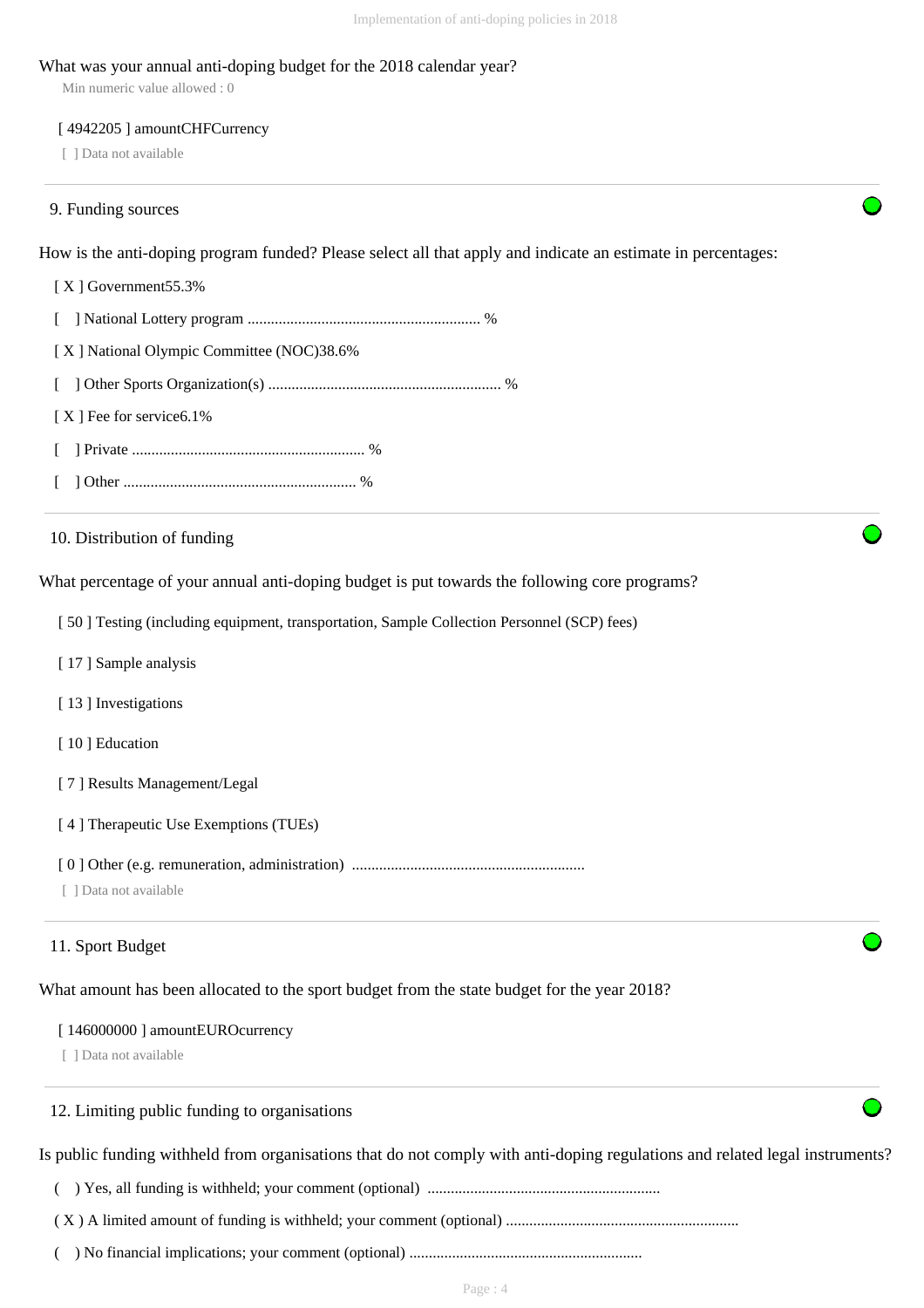What was your annual anti-doping budget for the 2018 calendar year?

Min numeric value allowed : 0

[ 4942205 ] amountCHFCurrency

[ ] Data not available

## 9. Funding sources

How is the anti-doping program funded? Please select all that apply and indicate an estimate in percentages:

[ X ] Government55.3%

[ ] National Lottery program ........................................................... %

[ X ] National Olympic Committee (NOC)38.6%

[ ] Other Sports Organization(s) ........................................................... %

[ X ] Fee for service6.1%

[ ] Private ........................................................... %

[ ] Other ........................................................... %

## 10. Distribution of funding

What percentage of your annual anti-doping budget is put towards the following core programs?

[ 50 ] Testing (including equipment, transportation, Sample Collection Personnel (SCP) fees)

[ 17 ] Sample analysis

[ 13 ] Investigations

[ 10 ] Education

[ 7 ] Results Management/Legal

[ 4 ] Therapeutic Use Exemptions (TUEs)

[ 0 ] Other (e.g. remuneration, administration) ...........................................................

[ ] Data not available

## 11. Sport Budget

What amount has been allocated to the sport budget from the state budget for the year 2018?

[ 146000000 ] amountEUROcurrency

[ ] Data not available

## 12. Limiting public funding to organisations

Is public funding withheld from organisations that do not comply with anti-doping regulations and related legal instruments?

( ) Yes, all funding is withheld; your comment (optional) ...........................................................

( X ) A limited amount of funding is withheld; your comment (optional) ...........................................................

( ) No financial implications; your comment (optional) ...........................................................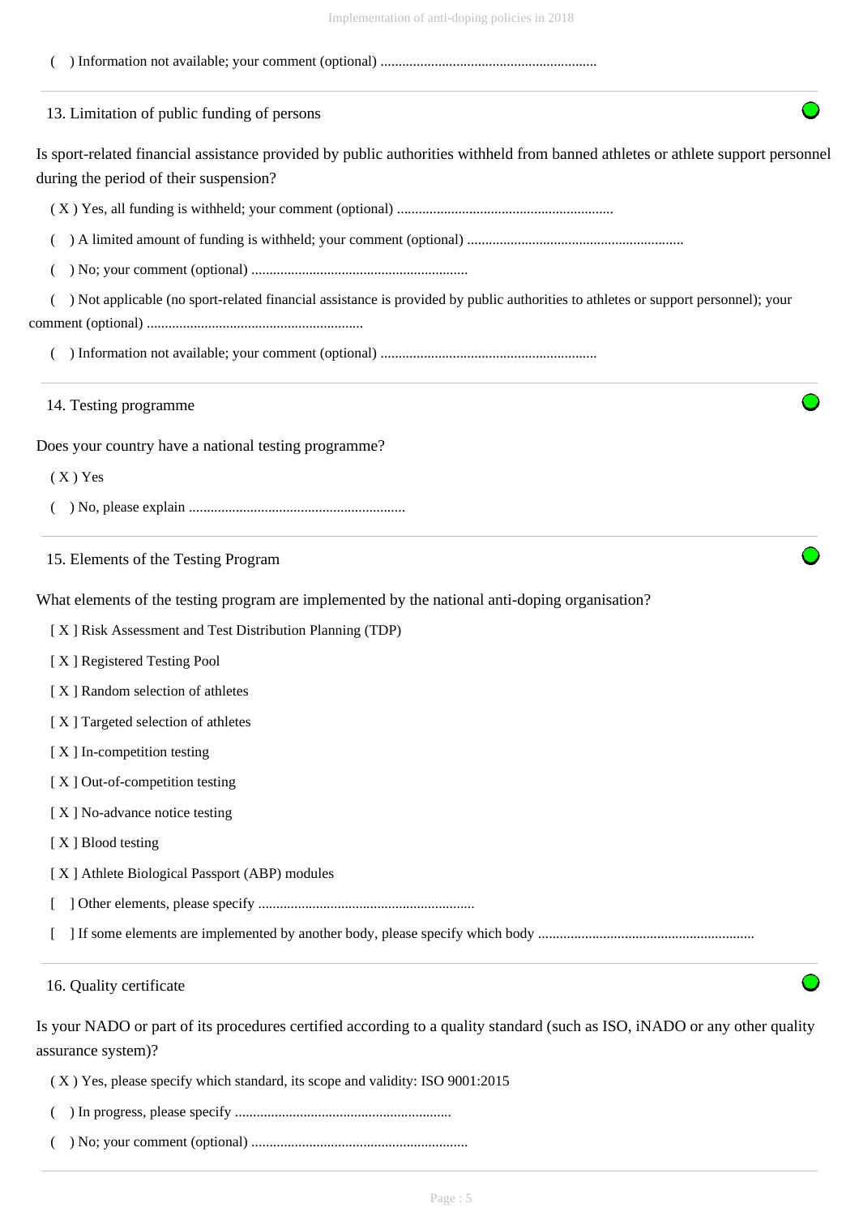( ) Information not available; your comment (optional) ............................................................

### 13. Limitation of public funding of persons

Is sport-related financial assistance provided by public authorities withheld from banned athletes or athlete support personnel during the period of their suspension?

( X ) Yes, all funding is withheld; your comment (optional) ............................................................

( ) A limited amount of funding is withheld; your comment (optional) ............................................................

( ) No; your comment (optional) ............................................................

( ) Not applicable (no sport-related financial assistance is provided by public authorities to athletes or support personnel); your comment (optional) ............................................................

( ) Information not available; your comment (optional) ............................................................

### 14. Testing programme

Does your country have a national testing programme?

( X ) Yes

( ) No, please explain ............................................................

### 15. Elements of the Testing Program

What elements of the testing program are implemented by the national anti-doping organisation?

[ X ] Risk Assessment and Test Distribution Planning (TDP)

[ X ] Registered Testing Pool

[ X ] Random selection of athletes

[ X ] Targeted selection of athletes

[ X ] In-competition testing

[ X ] Out-of-competition testing

[ X ] No-advance notice testing

[ X ] Blood testing

[ X ] Athlete Biological Passport (ABP) modules

[ ] Other elements, please specify ............................................................

[ ] If some elements are implemented by another body, please specify which body ............................................................

### 16. Quality certificate

Is your NADO or part of its procedures certified according to a quality standard (such as ISO, iNADO or any other quality assurance system)?

( X ) Yes, please specify which standard, its scope and validity: ISO 9001:2015

( ) In progress, please specify ............................................................

( ) No; your comment (optional) ............................................................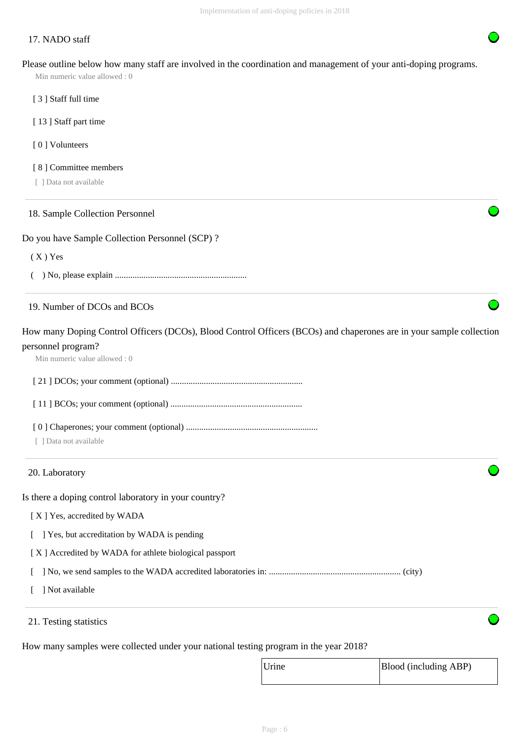## 17. NADO staff

Please outline below how many staff are involved in the coordination and management of your anti-doping programs.

Min numeric value allowed : 0

[ 3 ] Staff full time

[ 13 ] Staff part time

[ 0 ] Volunteers

[ 8 ] Committee members

[ ] Data not available

## 18. Sample Collection Personnel

Do you have Sample Collection Personnel (SCP) ?

( X ) Yes

( ) No, please explain ............................................................

## 19. Number of DCOs and BCOs

How many Doping Control Officers (DCOs), Blood Control Officers (BCOs) and chaperones are in your sample collection personnel program?

Min numeric value allowed : 0

[ 21 ] DCOs; your comment (optional) ............................................................

[ 11 ] BCOs; your comment (optional) ............................................................

[ 0 ] Chaperones; your comment (optional) ............................................................

[ ] Data not available

## 20. Laboratory

Is there a doping control laboratory in your country?

[ X ] Yes, accredited by WADA

[ ] Yes, but accreditation by WADA is pending

[ X ] Accredited by WADA for athlete biological passport

[ ] No, we send samples to the WADA accredited laboratories in: ............................................................ (city)

[ ] Not available

## 21. Testing statistics

How many samples were collected under your national testing program in the year 2018?

| Urine | Blood (including ABP) |
| --- | --- |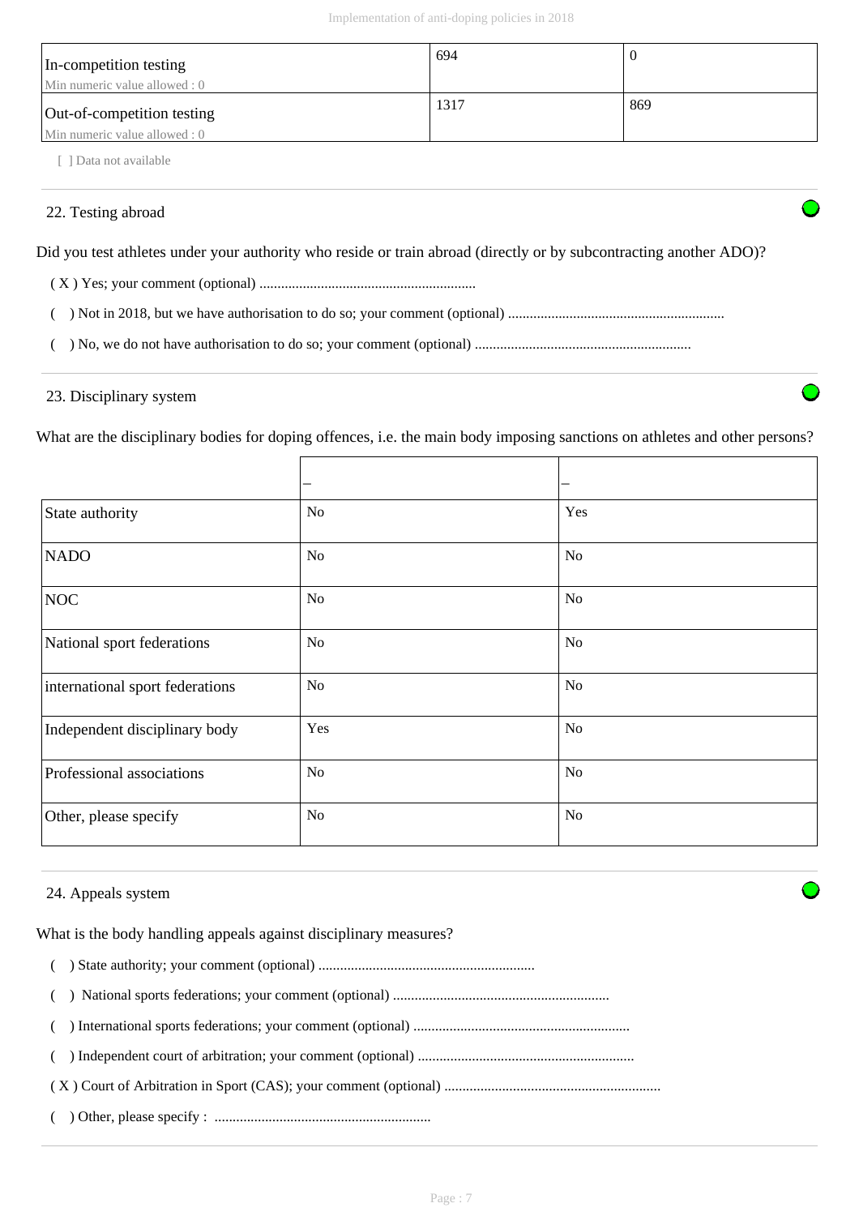| | | |
|---|---|---|
| In-competition testing<br>Min numeric value allowed : 0 | 694 | 0 |
| Out-of-competition testing<br>Min numeric value allowed : 0 | 1317 | 869 |

[ ] Data not available

## 22. Testing abroad

Did you test athletes under your authority who reside or train abroad (directly or by subcontracting another ADO)?

( X ) Yes; your comment (optional) ...........................................................

(   ) Not in 2018, but we have authorisation to do so; your comment (optional) ...........................................................

(   ) No, we do not have authorisation to do so; your comment (optional) ...........................................................

## 23. Disciplinary system

What are the disciplinary bodies for doping offences, i.e. the main body imposing sanctions on athletes and other persons?

| | – | – |
|---|---|---|
| State authority | No | Yes |
| NADO | No | No |
| NOC | No | No |
| National sport federations | No | No |
| international sport federations | No | No |
| Independent disciplinary body | Yes | No |
| Professional associations | No | No |
| Other, please specify | No | No |

## 24. Appeals system

What is the body handling appeals against disciplinary measures?

(   ) State authority; your comment (optional) ...........................................................

(   ) National sports federations; your comment (optional) ...........................................................

(   ) International sports federations; your comment (optional) ...........................................................

(   ) Independent court of arbitration; your comment (optional) ...........................................................

( X ) Court of Arbitration in Sport (CAS); your comment (optional) ...........................................................

(   ) Other, please specify : ...........................................................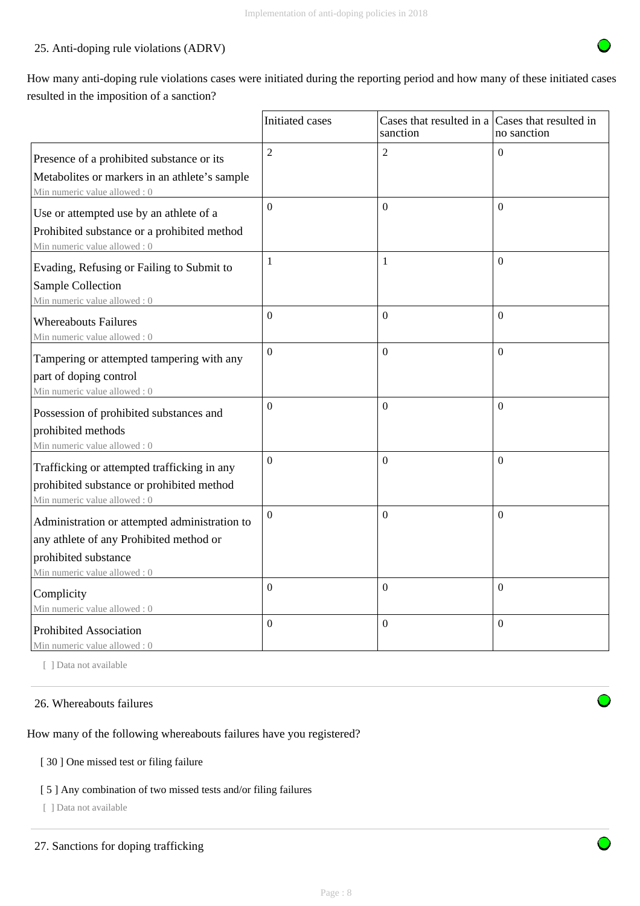## 25. Anti-doping rule violations (ADRV)

How many anti-doping rule violations cases were initiated during the reporting period and how many of these initiated cases resulted in the imposition of a sanction?

| | Initiated cases | Cases that resulted in a sanction | Cases that resulted in no sanction |
|---|---|---|---|
| Presence of a prohibited substance or its Metabolites or markers in an athlete's sample<br>Min numeric value allowed : 0 | 2 | 2 | 0 |
| Use or attempted use by an athlete of a Prohibited substance or a prohibited method<br>Min numeric value allowed : 0 | 0 | 0 | 0 |
| Evading, Refusing or Failing to Submit to Sample Collection<br>Min numeric value allowed : 0 | 1 | 1 | 0 |
| Whereabouts Failures<br>Min numeric value allowed : 0 | 0 | 0 | 0 |
| Tampering or attempted tampering with any part of doping control<br>Min numeric value allowed : 0 | 0 | 0 | 0 |
| Possession of prohibited substances and prohibited methods<br>Min numeric value allowed : 0 | 0 | 0 | 0 |
| Trafficking or attempted trafficking in any prohibited substance or prohibited method<br>Min numeric value allowed : 0 | 0 | 0 | 0 |
| Administration or attempted administration to any athlete of any Prohibited method or prohibited substance<br>Min numeric value allowed : 0 | 0 | 0 | 0 |
| Complicity<br>Min numeric value allowed : 0 | 0 | 0 | 0 |
| Prohibited Association<br>Min numeric value allowed : 0 | 0 | 0 | 0 |

[ ] Data not available

## 26. Whereabouts failures

How many of the following whereabouts failures have you registered?

[ 30 ] One missed test or filing failure

[ 5 ] Any combination of two missed tests and/or filing failures

[ ] Data not available

## 27. Sanctions for doping trafficking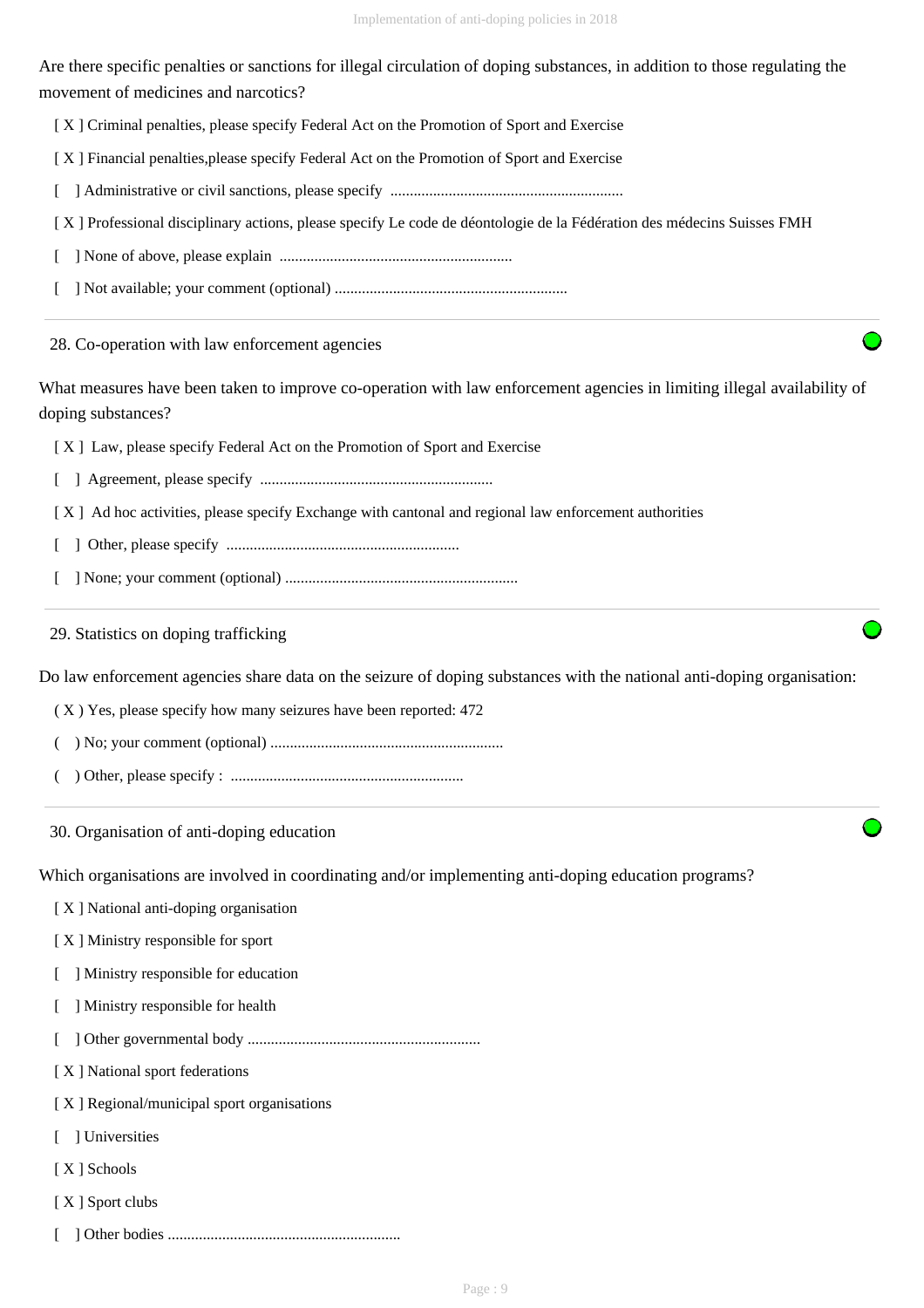Are there specific penalties or sanctions for illegal circulation of doping substances, in addition to those regulating the movement of medicines and narcotics?

[ X ] Criminal penalties, please specify Federal Act on the Promotion of Sport and Exercise

[ X ] Financial penalties,please specify Federal Act on the Promotion of Sport and Exercise

[ ] Administrative or civil sanctions, please specify ............................................................

[ X ] Professional disciplinary actions, please specify Le code de déontologie de la Fédération des médecins Suisses FMH

[ ] None of above, please explain ............................................................

[ ] Not available; your comment (optional) ............................................................

## 28. Co-operation with law enforcement agencies

What measures have been taken to improve co-operation with law enforcement agencies in limiting illegal availability of doping substances?

[ X ] Law, please specify Federal Act on the Promotion of Sport and Exercise

[ ] Agreement, please specify ............................................................

[ X ] Ad hoc activities, please specify Exchange with cantonal and regional law enforcement authorities

[ ] Other, please specify ............................................................

[ ] None; your comment (optional) ............................................................

## 29. Statistics on doping trafficking

Do law enforcement agencies share data on the seizure of doping substances with the national anti-doping organisation:

( X ) Yes, please specify how many seizures have been reported: 472

( ) No; your comment (optional) ............................................................

( ) Other, please specify : ............................................................

## 30. Organisation of anti-doping education

Which organisations are involved in coordinating and/or implementing anti-doping education programs?

[ X ] National anti-doping organisation

[ X ] Ministry responsible for sport

[ ] Ministry responsible for education

[ ] Ministry responsible for health

[ ] Other governmental body ............................................................

[ X ] National sport federations

[ X ] Regional/municipal sport organisations

[ ] Universities

[ X ] Schools

[ X ] Sport clubs

[ ] Other bodies ............................................................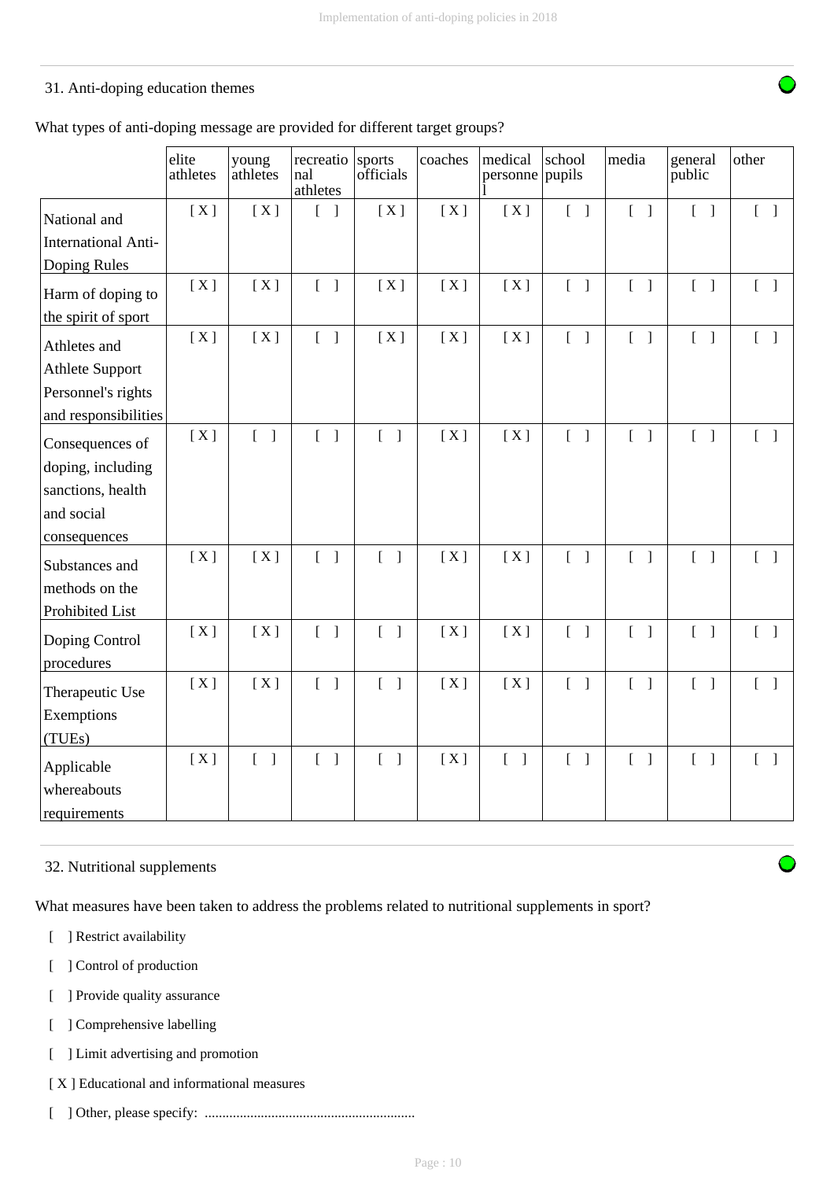31. Anti-doping education themes

What types of anti-doping message are provided for different target groups?

| | elite athletes | young athletes | recreational athletes | sports officials | coaches | medical personnel | school pupils | media | general public | other |
|---|---|---|---|---|---|---|---|---|---|---|
| National and International Anti-Doping Rules | [ X ] | [ X ] | [ ] | [ X ] | [ X ] | [ X ] | [ ] | [ ] | [ ] | [ ] |
| Harm of doping to the spirit of sport | [ X ] | [ X ] | [ ] | [ X ] | [ X ] | [ X ] | [ ] | [ ] | [ ] | [ ] |
| Athletes and Athlete Support Personnel's rights and responsibilities | [ X ] | [ X ] | [ ] | [ X ] | [ X ] | [ X ] | [ ] | [ ] | [ ] | [ ] |
| Consequences of doping, including sanctions, health and social consequences | [ X ] | [ ] | [ ] | [ ] | [ X ] | [ X ] | [ ] | [ ] | [ ] | [ ] |
| Substances and methods on the Prohibited List | [ X ] | [ X ] | [ ] | [ ] | [ X ] | [ X ] | [ ] | [ ] | [ ] | [ ] |
| Doping Control procedures | [ X ] | [ X ] | [ ] | [ ] | [ X ] | [ X ] | [ ] | [ ] | [ ] | [ ] |
| Therapeutic Use Exemptions (TUEs) | [ X ] | [ X ] | [ ] | [ ] | [ X ] | [ X ] | [ ] | [ ] | [ ] | [ ] |
| Applicable whereabouts requirements | [ X ] | [ ] | [ ] | [ ] | [ X ] | [ ] | [ ] | [ ] | [ ] | [ ] |

32. Nutritional supplements

What measures have been taken to address the problems related to nutritional supplements in sport?

[ ] Restrict availability

[ ] Control of production

[ ] Provide quality assurance

[ ] Comprehensive labelling

[ ] Limit advertising and promotion

[ X ] Educational and informational measures

[ ] Other, please specify: ............................................................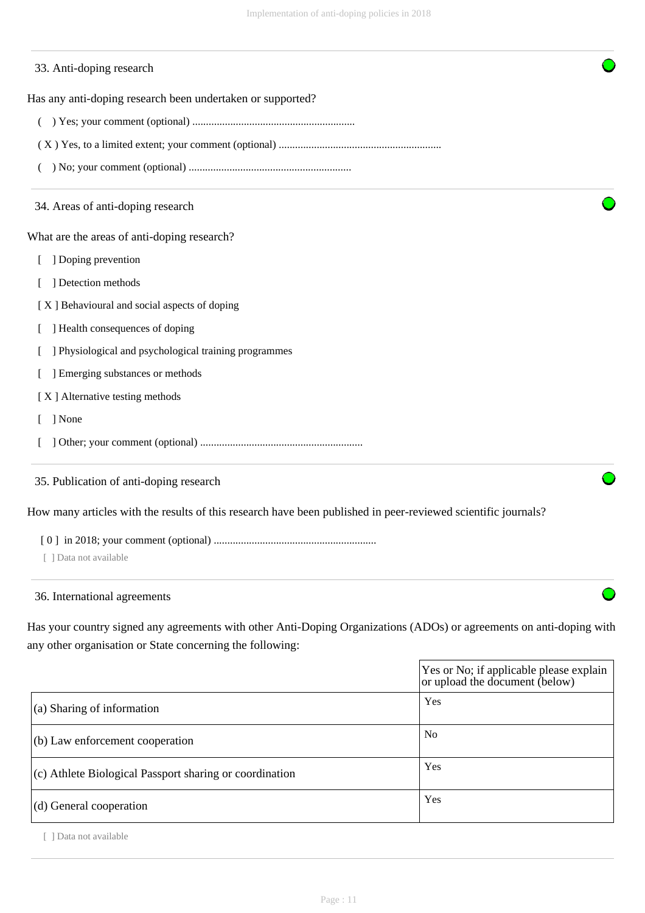## 33. Anti-doping research

Has any anti-doping research been undertaken or supported?

( ) Yes; your comment (optional) ............................................................

( X ) Yes, to a limited extent; your comment (optional) ............................................................

( ) No; your comment (optional) ............................................................

## 34. Areas of anti-doping research

What are the areas of anti-doping research?

[ ] Doping prevention

[ ] Detection methods

[ X ] Behavioural and social aspects of doping

[ ] Health consequences of doping

[ ] Physiological and psychological training programmes

[ ] Emerging substances or methods

[ X ] Alternative testing methods

[ ] None

[ ] Other; your comment (optional) ............................................................

## 35. Publication of anti-doping research

How many articles with the results of this research have been published in peer-reviewed scientific journals?

[ 0 ] in 2018; your comment (optional) ............................................................

[ ] Data not available

## 36. International agreements

Has your country signed any agreements with other Anti-Doping Organizations (ADOs) or agreements on anti-doping with any other organisation or State concerning the following:

| | Yes or No; if applicable please explain or upload the document (below) |
|---|---|
| (a) Sharing of information | Yes |
| (b) Law enforcement cooperation | No |
| (c) Athlete Biological Passport sharing or coordination | Yes |
| (d) General cooperation | Yes |

[ ] Data not available